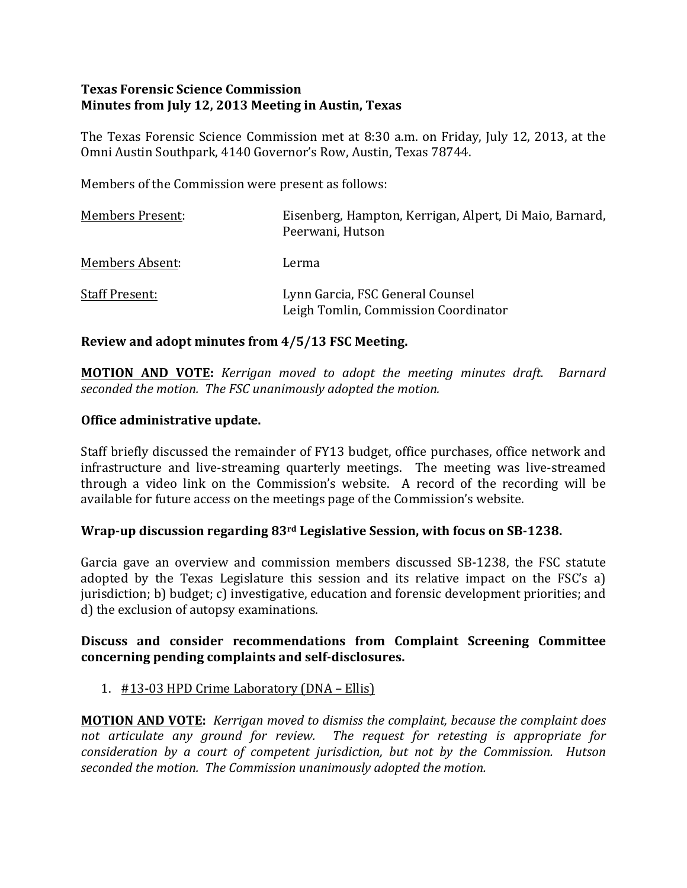**Texas Forensic Science Commission**
**Minutes from July 12, 2013 Meeting in Austin, Texas**

The Texas Forensic Science Commission met at 8:30 a.m. on Friday, July 12, 2013, at the Omni Austin Southpark, 4140 Governor's Row, Austin, Texas 78744.

Members of the Commission were present as follows:

| | |
|---|---|
| Members Present: | Eisenberg, Hampton, Kerrigan, Alpert, Di Maio, Barnard, Peerwani, Hutson |
| Members Absent: | Lerma |
| Staff Present: | Lynn Garcia, FSC General Counsel<br>Leigh Tomlin, Commission Coordinator |

**Review and adopt minutes from 4/5/13 FSC Meeting.**

**MOTION AND VOTE:** *Kerrigan moved to adopt the meeting minutes draft. Barnard seconded the motion. The FSC unanimously adopted the motion.*

**Office administrative update.**

Staff briefly discussed the remainder of FY13 budget, office purchases, office network and infrastructure and live-streaming quarterly meetings. The meeting was live-streamed through a video link on the Commission's website. A record of the recording will be available for future access on the meetings page of the Commission's website.

**Wrap-up discussion regarding 83rd Legislative Session, with focus on SB-1238.**

Garcia gave an overview and commission members discussed SB-1238, the FSC statute adopted by the Texas Legislature this session and its relative impact on the FSC's a) jurisdiction; b) budget; c) investigative, education and forensic development priorities; and d) the exclusion of autopsy examinations.

**Discuss and consider recommendations from Complaint Screening Committee concerning pending complaints and self-disclosures.**

1. #13-03 HPD Crime Laboratory (DNA – Ellis)

**MOTION AND VOTE:** *Kerrigan moved to dismiss the complaint, because the complaint does not articulate any ground for review. The request for retesting is appropriate for consideration by a court of competent jurisdiction, but not by the Commission. Hutson seconded the motion. The Commission unanimously adopted the motion.*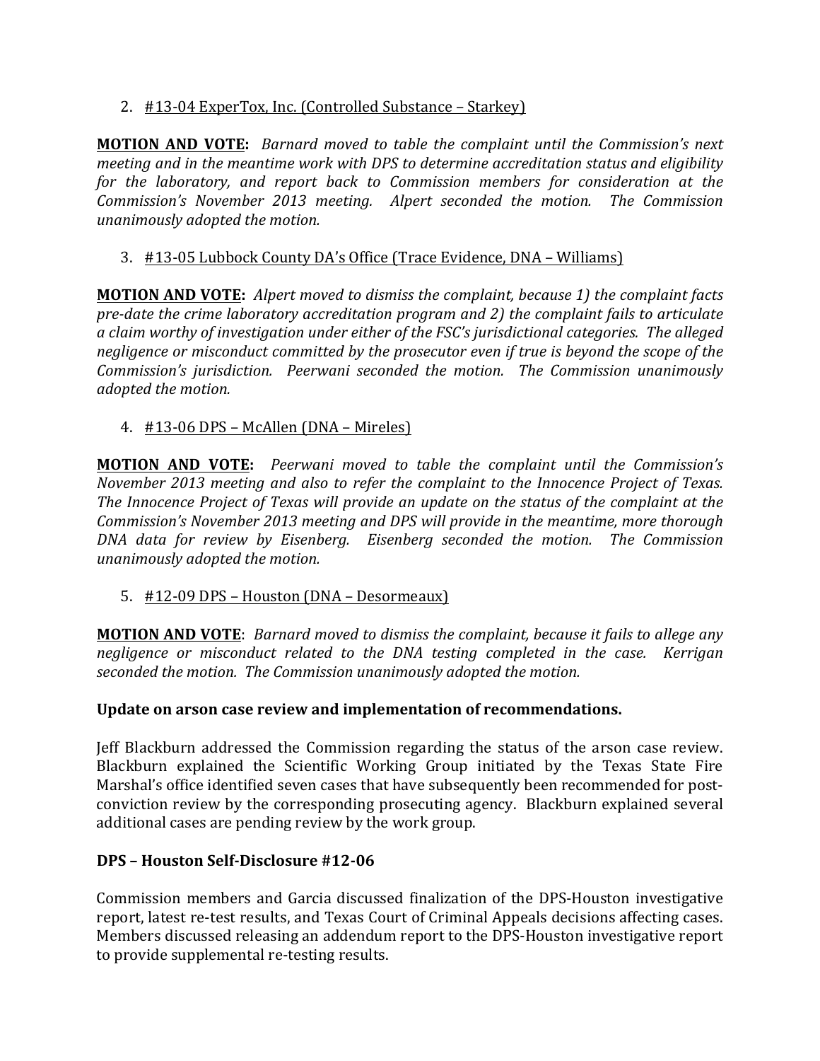2. <u>#13-04 ExperTox, Inc. (Controlled Substance – Starkey)</u>

**MOTION AND VOTE:** *Barnard moved to table the complaint until the Commission's next meeting and in the meantime work with DPS to determine accreditation status and eligibility for the laboratory, and report back to Commission members for consideration at the Commission's November 2013 meeting. Alpert seconded the motion. The Commission unanimously adopted the motion.*

3. <u>#13-05 Lubbock County DA's Office (Trace Evidence, DNA – Williams)</u>

**MOTION AND VOTE:** *Alpert moved to dismiss the complaint, because 1) the complaint facts pre-date the crime laboratory accreditation program and 2) the complaint fails to articulate a claim worthy of investigation under either of the FSC's jurisdictional categories. The alleged negligence or misconduct committed by the prosecutor even if true is beyond the scope of the Commission's jurisdiction. Peerwani seconded the motion. The Commission unanimously adopted the motion.*

4. <u>#13-06 DPS – McAllen (DNA – Mireles)</u>

**MOTION AND VOTE:** *Peerwani moved to table the complaint until the Commission's November 2013 meeting and also to refer the complaint to the Innocence Project of Texas. The Innocence Project of Texas will provide an update on the status of the complaint at the Commission's November 2013 meeting and DPS will provide in the meantime, more thorough DNA data for review by Eisenberg. Eisenberg seconded the motion. The Commission unanimously adopted the motion.*

5. <u>#12-09 DPS – Houston (DNA – Desormeaux)</u>

**MOTION AND VOTE**: *Barnard moved to dismiss the complaint, because it fails to allege any negligence or misconduct related to the DNA testing completed in the case. Kerrigan seconded the motion. The Commission unanimously adopted the motion.*

**Update on arson case review and implementation of recommendations.**

Jeff Blackburn addressed the Commission regarding the status of the arson case review. Blackburn explained the Scientific Working Group initiated by the Texas State Fire Marshal's office identified seven cases that have subsequently been recommended for post-conviction review by the corresponding prosecuting agency. Blackburn explained several additional cases are pending review by the work group.

**DPS – Houston Self-Disclosure #12-06**

Commission members and Garcia discussed finalization of the DPS-Houston investigative report, latest re-test results, and Texas Court of Criminal Appeals decisions affecting cases. Members discussed releasing an addendum report to the DPS-Houston investigative report to provide supplemental re-testing results.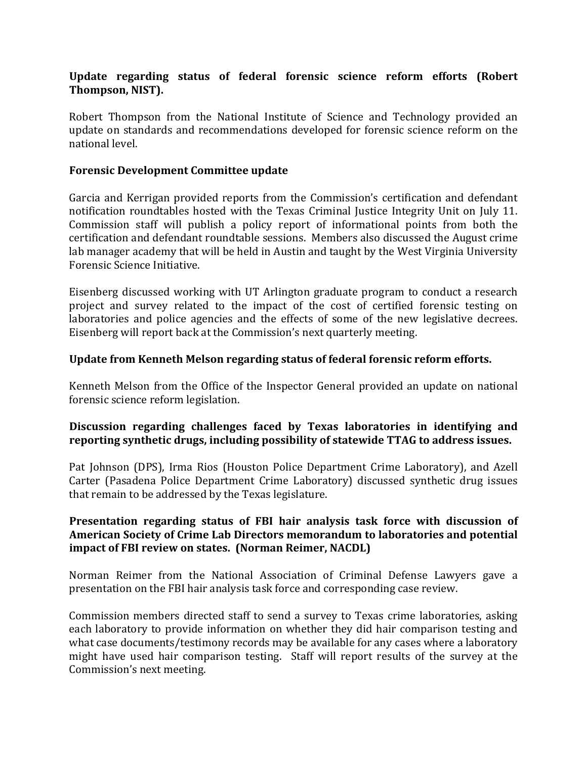**Update regarding status of federal forensic science reform efforts (Robert Thompson, NIST).**

Robert Thompson from the National Institute of Science and Technology provided an update on standards and recommendations developed for forensic science reform on the national level.

**Forensic Development Committee update**

Garcia and Kerrigan provided reports from the Commission's certification and defendant notification roundtables hosted with the Texas Criminal Justice Integrity Unit on July 11. Commission staff will publish a policy report of informational points from both the certification and defendant roundtable sessions. Members also discussed the August crime lab manager academy that will be held in Austin and taught by the West Virginia University Forensic Science Initiative.

Eisenberg discussed working with UT Arlington graduate program to conduct a research project and survey related to the impact of the cost of certified forensic testing on laboratories and police agencies and the effects of some of the new legislative decrees. Eisenberg will report back at the Commission's next quarterly meeting.

**Update from Kenneth Melson regarding status of federal forensic reform efforts.**

Kenneth Melson from the Office of the Inspector General provided an update on national forensic science reform legislation.

**Discussion regarding challenges faced by Texas laboratories in identifying and reporting synthetic drugs, including possibility of statewide TTAG to address issues.**

Pat Johnson (DPS), Irma Rios (Houston Police Department Crime Laboratory), and Azell Carter (Pasadena Police Department Crime Laboratory) discussed synthetic drug issues that remain to be addressed by the Texas legislature.

**Presentation regarding status of FBI hair analysis task force with discussion of American Society of Crime Lab Directors memorandum to laboratories and potential impact of FBI review on states. (Norman Reimer, NACDL)**

Norman Reimer from the National Association of Criminal Defense Lawyers gave a presentation on the FBI hair analysis task force and corresponding case review.

Commission members directed staff to send a survey to Texas crime laboratories, asking each laboratory to provide information on whether they did hair comparison testing and what case documents/testimony records may be available for any cases where a laboratory might have used hair comparison testing. Staff will report results of the survey at the Commission's next meeting.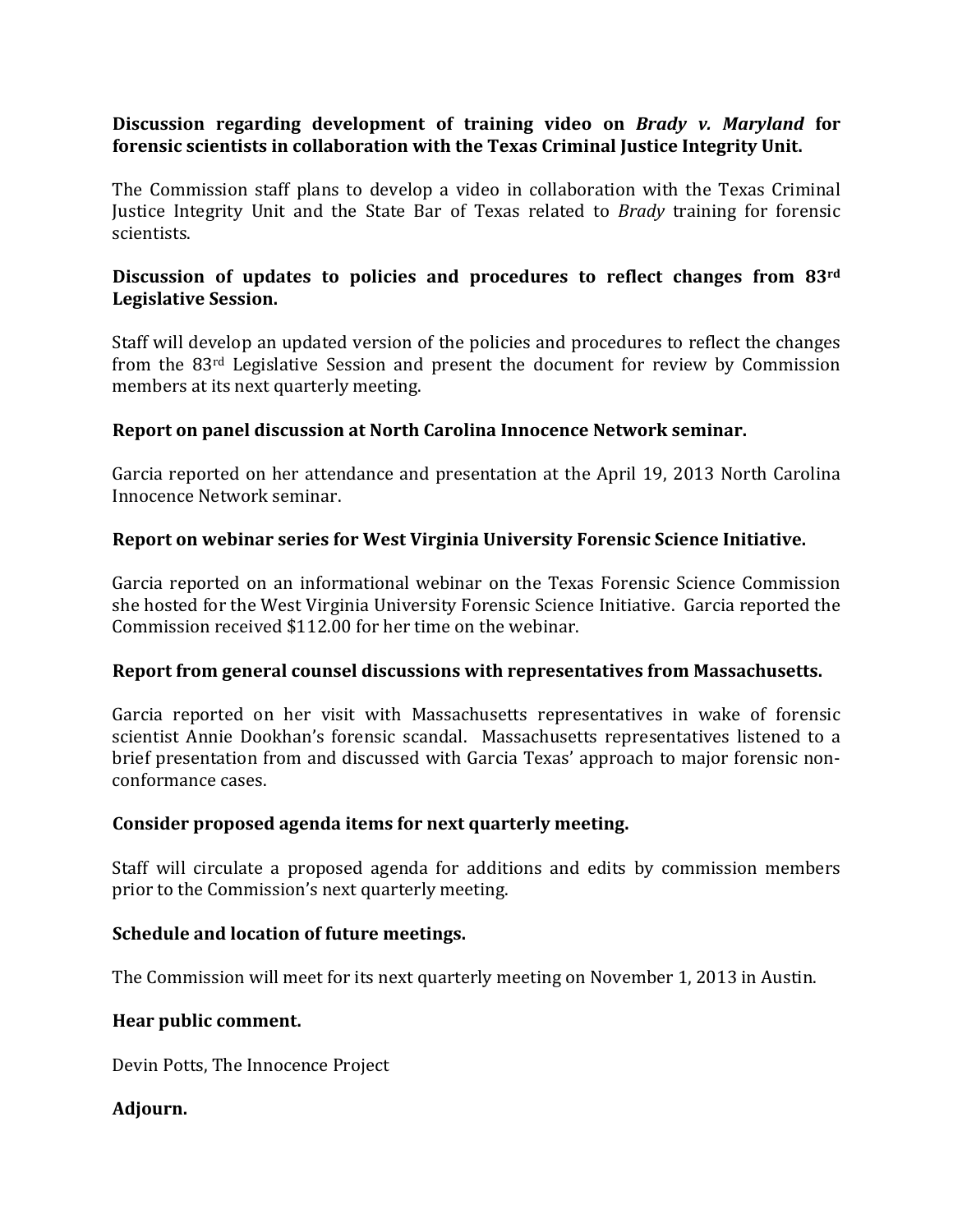**Discussion regarding development of training video on *Brady v. Maryland* for forensic scientists in collaboration with the Texas Criminal Justice Integrity Unit.**

The Commission staff plans to develop a video in collaboration with the Texas Criminal Justice Integrity Unit and the State Bar of Texas related to *Brady* training for forensic scientists.

**Discussion of updates to policies and procedures to reflect changes from 83rd Legislative Session.**

Staff will develop an updated version of the policies and procedures to reflect the changes from the 83rd Legislative Session and present the document for review by Commission members at its next quarterly meeting.

**Report on panel discussion at North Carolina Innocence Network seminar.**

Garcia reported on her attendance and presentation at the April 19, 2013 North Carolina Innocence Network seminar.

**Report on webinar series for West Virginia University Forensic Science Initiative.**

Garcia reported on an informational webinar on the Texas Forensic Science Commission she hosted for the West Virginia University Forensic Science Initiative. Garcia reported the Commission received $112.00 for her time on the webinar.

**Report from general counsel discussions with representatives from Massachusetts.**

Garcia reported on her visit with Massachusetts representatives in wake of forensic scientist Annie Dookhan's forensic scandal. Massachusetts representatives listened to a brief presentation from and discussed with Garcia Texas' approach to major forensic non-conformance cases.

**Consider proposed agenda items for next quarterly meeting.**

Staff will circulate a proposed agenda for additions and edits by commission members prior to the Commission's next quarterly meeting.

**Schedule and location of future meetings.**

The Commission will meet for its next quarterly meeting on November 1, 2013 in Austin.

**Hear public comment.**

Devin Potts, The Innocence Project

**Adjourn.**